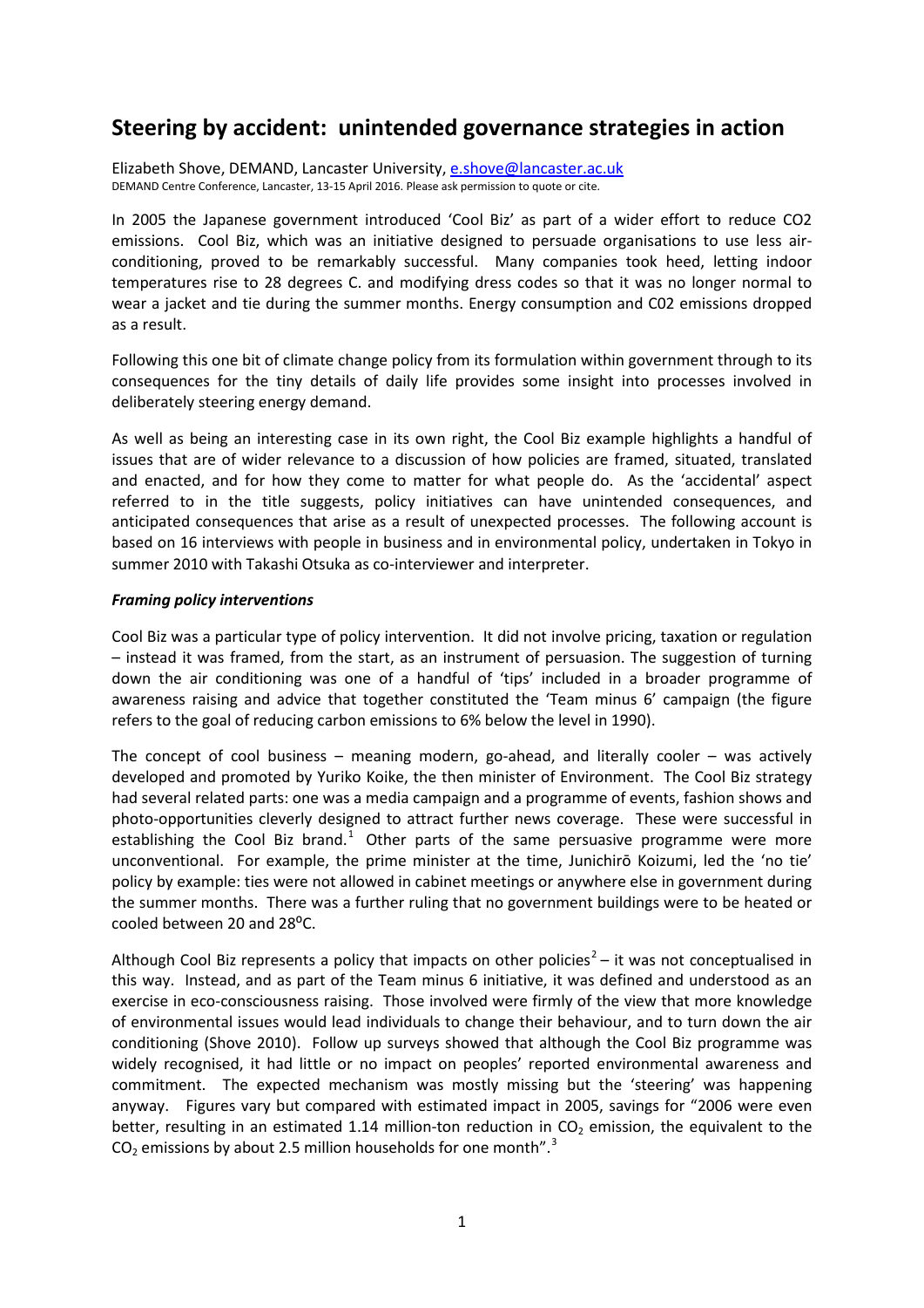# Steering by accident: unintended governance strategies in action

Elizabeth Shove, DEMAND, Lancaster University, e.shove@lancaster.ac.uk
DEMAND Centre Conference, Lancaster, 13-15 April 2016. Please ask permission to quote or cite.

In 2005 the Japanese government introduced 'Cool Biz' as part of a wider effort to reduce CO2 emissions. Cool Biz, which was an initiative designed to persuade organisations to use less air-conditioning, proved to be remarkably successful. Many companies took heed, letting indoor temperatures rise to 28 degrees C. and modifying dress codes so that it was no longer normal to wear a jacket and tie during the summer months. Energy consumption and C02 emissions dropped as a result.

Following this one bit of climate change policy from its formulation within government through to its consequences for the tiny details of daily life provides some insight into processes involved in deliberately steering energy demand.

As well as being an interesting case in its own right, the Cool Biz example highlights a handful of issues that are of wider relevance to a discussion of how policies are framed, situated, translated and enacted, and for how they come to matter for what people do. As the 'accidental' aspect referred to in the title suggests, policy initiatives can have unintended consequences, and anticipated consequences that arise as a result of unexpected processes. The following account is based on 16 interviews with people in business and in environmental policy, undertaken in Tokyo in summer 2010 with Takashi Otsuka as co-interviewer and interpreter.

***Framing policy interventions***

Cool Biz was a particular type of policy intervention. It did not involve pricing, taxation or regulation – instead it was framed, from the start, as an instrument of persuasion. The suggestion of turning down the air conditioning was one of a handful of 'tips' included in a broader programme of awareness raising and advice that together constituted the 'Team minus 6' campaign (the figure refers to the goal of reducing carbon emissions to 6% below the level in 1990).

The concept of cool business – meaning modern, go-ahead, and literally cooler – was actively developed and promoted by Yuriko Koike, the then minister of Environment. The Cool Biz strategy had several related parts: one was a media campaign and a programme of events, fashion shows and photo-opportunities cleverly designed to attract further news coverage. These were successful in establishing the Cool Biz brand.[1] Other parts of the same persuasive programme were more unconventional. For example, the prime minister at the time, Junichirō Koizumi, led the 'no tie' policy by example: ties were not allowed in cabinet meetings or anywhere else in government during the summer months. There was a further ruling that no government buildings were to be heated or cooled between 20 and 28$^{o}$C.

Although Cool Biz represents a policy that impacts on other policies[2] – it was not conceptualised in this way. Instead, and as part of the Team minus 6 initiative, it was defined and understood as an exercise in eco-consciousness raising. Those involved were firmly of the view that more knowledge of environmental issues would lead individuals to change their behaviour, and to turn down the air conditioning (Shove 2010). Follow up surveys showed that although the Cool Biz programme was widely recognised, it had little or no impact on peoples' reported environmental awareness and commitment. The expected mechanism was mostly missing but the 'steering' was happening anyway. Figures vary but compared with estimated impact in 2005, savings for "2006 were even better, resulting in an estimated 1.14 million-ton reduction in $CO_2$ emission, the equivalent to the $CO_2$ emissions by about 2.5 million households for one month".[3]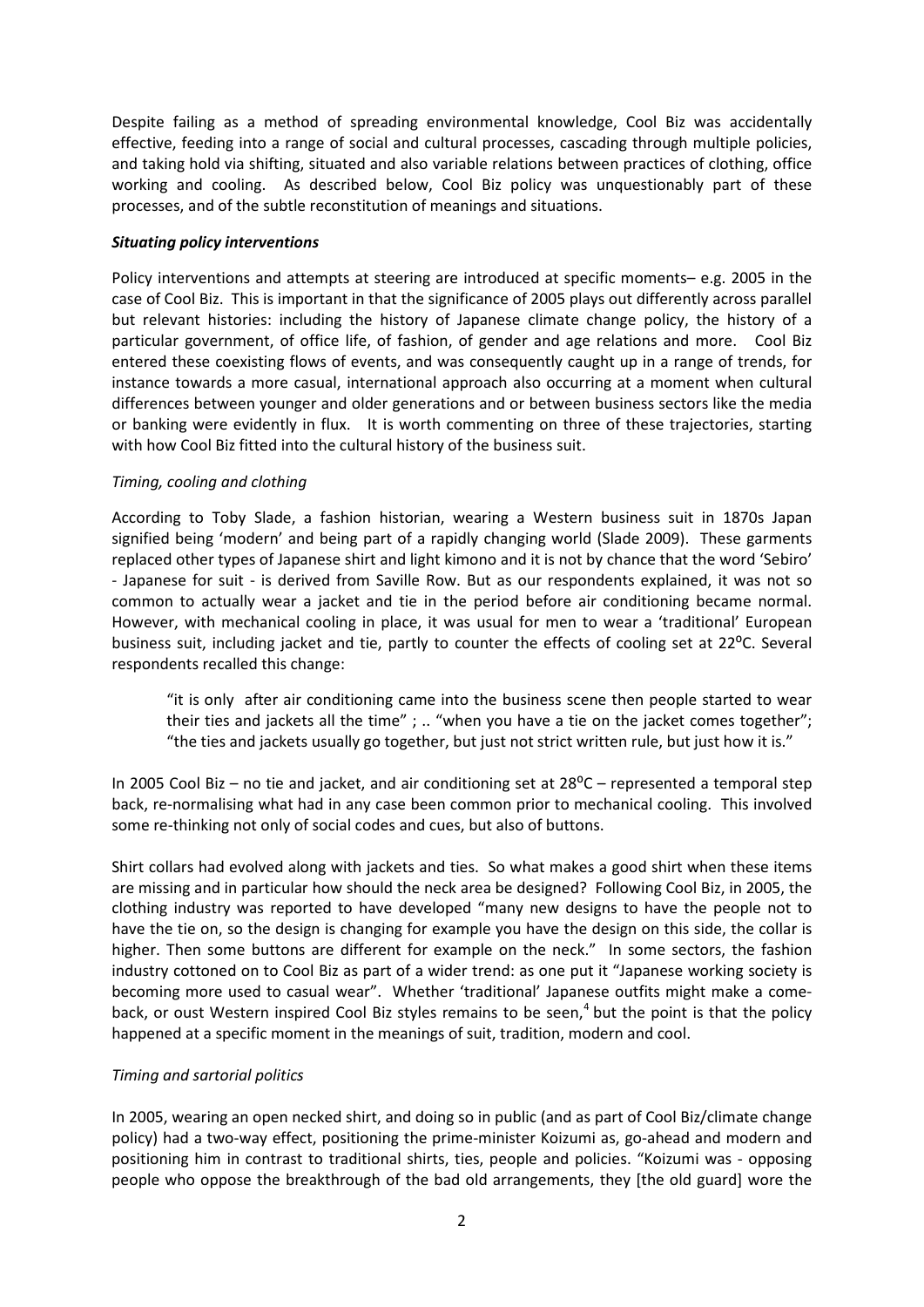Despite failing as a method of spreading environmental knowledge, Cool Biz was accidentally effective, feeding into a range of social and cultural processes, cascading through multiple policies, and taking hold via shifting, situated and also variable relations between practices of clothing, office working and cooling. As described below, Cool Biz policy was unquestionably part of these processes, and of the subtle reconstitution of meanings and situations.

***Situating policy interventions***

Policy interventions and attempts at steering are introduced at specific moments– e.g. 2005 in the case of Cool Biz. This is important in that the significance of 2005 plays out differently across parallel but relevant histories: including the history of Japanese climate change policy, the history of a particular government, of office life, of fashion, of gender and age relations and more. Cool Biz entered these coexisting flows of events, and was consequently caught up in a range of trends, for instance towards a more casual, international approach also occurring at a moment when cultural differences between younger and older generations and or between business sectors like the media or banking were evidently in flux. It is worth commenting on three of these trajectories, starting with how Cool Biz fitted into the cultural history of the business suit.

*Timing, cooling and clothing*

According to Toby Slade, a fashion historian, wearing a Western business suit in 1870s Japan signified being 'modern' and being part of a rapidly changing world (Slade 2009). These garments replaced other types of Japanese shirt and light kimono and it is not by chance that the word 'Sebiro' - Japanese for suit - is derived from Saville Row. But as our respondents explained, it was not so common to actually wear a jacket and tie in the period before air conditioning became normal. However, with mechanical cooling in place, it was usual for men to wear a 'traditional' European business suit, including jacket and tie, partly to counter the effects of cooling set at 22°C. Several respondents recalled this change:

> "it is only after air conditioning came into the business scene then people started to wear their ties and jackets all the time" ; .. "when you have a tie on the jacket comes together"; "the ties and jackets usually go together, but just not strict written rule, but just how it is."

In 2005 Cool Biz – no tie and jacket, and air conditioning set at 28°C – represented a temporal step back, re-normalising what had in any case been common prior to mechanical cooling. This involved some re-thinking not only of social codes and cues, but also of buttons.

Shirt collars had evolved along with jackets and ties. So what makes a good shirt when these items are missing and in particular how should the neck area be designed? Following Cool Biz, in 2005, the clothing industry was reported to have developed "many new designs to have the people not to have the tie on, so the design is changing for example you have the design on this side, the collar is higher. Then some buttons are different for example on the neck." In some sectors, the fashion industry cottoned on to Cool Biz as part of a wider trend: as one put it "Japanese working society is becoming more used to casual wear". Whether 'traditional' Japanese outfits might make a come-back, or oust Western inspired Cool Biz styles remains to be seen,[4] but the point is that the policy happened at a specific moment in the meanings of suit, tradition, modern and cool.

*Timing and sartorial politics*

In 2005, wearing an open necked shirt, and doing so in public (and as part of Cool Biz/climate change policy) had a two-way effect, positioning the prime-minister Koizumi as, go-ahead and modern and positioning him in contrast to traditional shirts, ties, people and policies. "Koizumi was - opposing people who oppose the breakthrough of the bad old arrangements, they [the old guard] wore the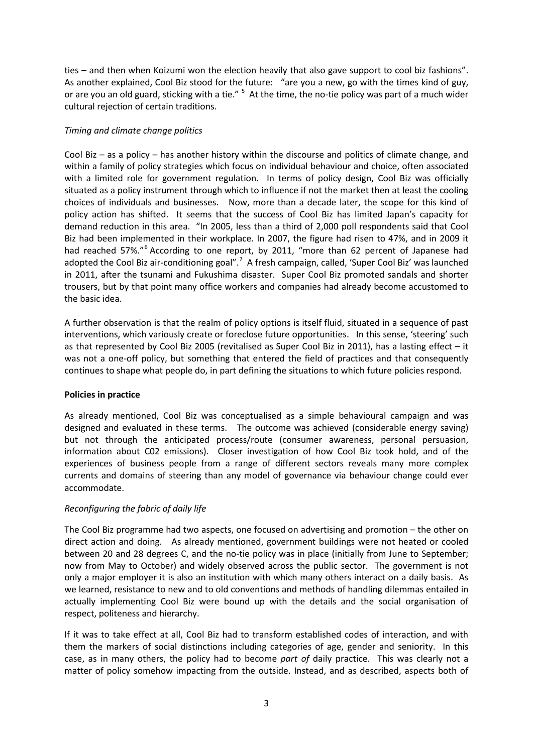ties – and then when Koizumi won the election heavily that also gave support to cool biz fashions". As another explained, Cool Biz stood for the future: "are you a new, go with the times kind of guy, or are you an old guard, sticking with a tie." [5] At the time, the no-tie policy was part of a much wider cultural rejection of certain traditions.

*Timing and climate change politics*

Cool Biz – as a policy – has another history within the discourse and politics of climate change, and within a family of policy strategies which focus on individual behaviour and choice, often associated with a limited role for government regulation. In terms of policy design, Cool Biz was officially situated as a policy instrument through which to influence if not the market then at least the cooling choices of individuals and businesses. Now, more than a decade later, the scope for this kind of policy action has shifted. It seems that the success of Cool Biz has limited Japan's capacity for demand reduction in this area. "In 2005, less than a third of 2,000 poll respondents said that Cool Biz had been implemented in their workplace. In 2007, the figure had risen to 47%, and in 2009 it had reached 57%."[6] According to one report, by 2011, "more than 62 percent of Japanese had adopted the Cool Biz air-conditioning goal".[7] A fresh campaign, called, 'Super Cool Biz' was launched in 2011, after the tsunami and Fukushima disaster. Super Cool Biz promoted sandals and shorter trousers, but by that point many office workers and companies had already become accustomed to the basic idea.

A further observation is that the realm of policy options is itself fluid, situated in a sequence of past interventions, which variously create or foreclose future opportunities. In this sense, 'steering' such as that represented by Cool Biz 2005 (revitalised as Super Cool Biz in 2011), has a lasting effect – it was not a one-off policy, but something that entered the field of practices and that consequently continues to shape what people do, in part defining the situations to which future policies respond.

**Policies in practice**

As already mentioned, Cool Biz was conceptualised as a simple behavioural campaign and was designed and evaluated in these terms. The outcome was achieved (considerable energy saving) but not through the anticipated process/route (consumer awareness, personal persuasion, information about C02 emissions). Closer investigation of how Cool Biz took hold, and of the experiences of business people from a range of different sectors reveals many more complex currents and domains of steering than any model of governance via behaviour change could ever accommodate.

*Reconfiguring the fabric of daily life*

The Cool Biz programme had two aspects, one focused on advertising and promotion – the other on direct action and doing. As already mentioned, government buildings were not heated or cooled between 20 and 28 degrees C, and the no-tie policy was in place (initially from June to September; now from May to October) and widely observed across the public sector. The government is not only a major employer it is also an institution with which many others interact on a daily basis. As we learned, resistance to new and to old conventions and methods of handling dilemmas entailed in actually implementing Cool Biz were bound up with the details and the social organisation of respect, politeness and hierarchy.

If it was to take effect at all, Cool Biz had to transform established codes of interaction, and with them the markers of social distinctions including categories of age, gender and seniority. In this case, as in many others, the policy had to become *part of* daily practice. This was clearly not a matter of policy somehow impacting from the outside. Instead, and as described, aspects both of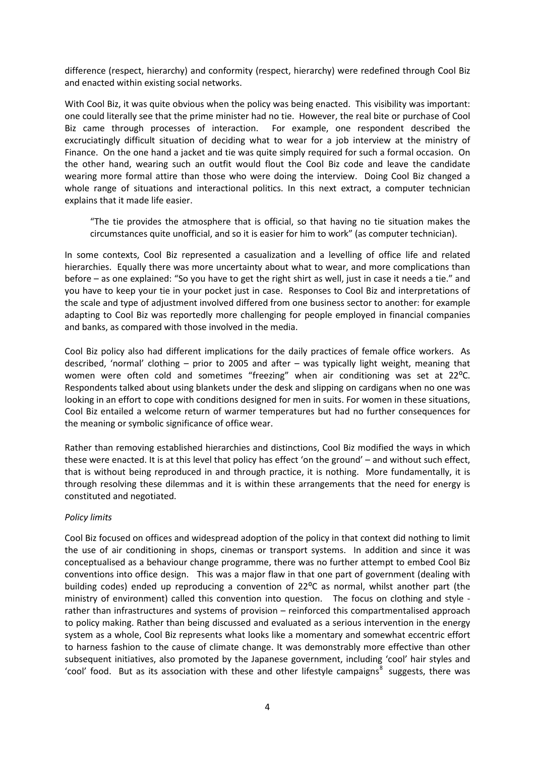difference (respect, hierarchy) and conformity (respect, hierarchy) were redefined through Cool Biz and enacted within existing social networks.

With Cool Biz, it was quite obvious when the policy was being enacted. This visibility was important: one could literally see that the prime minister had no tie. However, the real bite or purchase of Cool Biz came through processes of interaction. For example, one respondent described the excruciatingly difficult situation of deciding what to wear for a job interview at the ministry of Finance. On the one hand a jacket and tie was quite simply required for such a formal occasion. On the other hand, wearing such an outfit would flout the Cool Biz code and leave the candidate wearing more formal attire than those who were doing the interview. Doing Cool Biz changed a whole range of situations and interactional politics. In this next extract, a computer technician explains that it made life easier.

> "The tie provides the atmosphere that is official, so that having no tie situation makes the circumstances quite unofficial, and so it is easier for him to work" (as computer technician).

In some contexts, Cool Biz represented a casualization and a levelling of office life and related hierarchies. Equally there was more uncertainty about what to wear, and more complications than before – as one explained: "So you have to get the right shirt as well, just in case it needs a tie." and you have to keep your tie in your pocket just in case. Responses to Cool Biz and interpretations of the scale and type of adjustment involved differed from one business sector to another: for example adapting to Cool Biz was reportedly more challenging for people employed in financial companies and banks, as compared with those involved in the media.

Cool Biz policy also had different implications for the daily practices of female office workers. As described, 'normal' clothing – prior to 2005 and after – was typically light weight, meaning that women were often cold and sometimes "freezing" when air conditioning was set at 22ºC. Respondents talked about using blankets under the desk and slipping on cardigans when no one was looking in an effort to cope with conditions designed for men in suits. For women in these situations, Cool Biz entailed a welcome return of warmer temperatures but had no further consequences for the meaning or symbolic significance of office wear.

Rather than removing established hierarchies and distinctions, Cool Biz modified the ways in which these were enacted. It is at this level that policy has effect 'on the ground' – and without such effect, that is without being reproduced in and through practice, it is nothing. More fundamentally, it is through resolving these dilemmas and it is within these arrangements that the need for energy is constituted and negotiated.

*Policy limits*

Cool Biz focused on offices and widespread adoption of the policy in that context did nothing to limit the use of air conditioning in shops, cinemas or transport systems. In addition and since it was conceptualised as a behaviour change programme, there was no further attempt to embed Cool Biz conventions into office design. This was a major flaw in that one part of government (dealing with building codes) ended up reproducing a convention of 22ºC as normal, whilst another part (the ministry of environment) called this convention into question. The focus on clothing and style - rather than infrastructures and systems of provision – reinforced this compartmentalised approach to policy making. Rather than being discussed and evaluated as a serious intervention in the energy system as a whole, Cool Biz represents what looks like a momentary and somewhat eccentric effort to harness fashion to the cause of climate change. It was demonstrably more effective than other subsequent initiatives, also promoted by the Japanese government, including 'cool' hair styles and 'cool' food. But as its association with these and other lifestyle campaigns[8] suggests, there was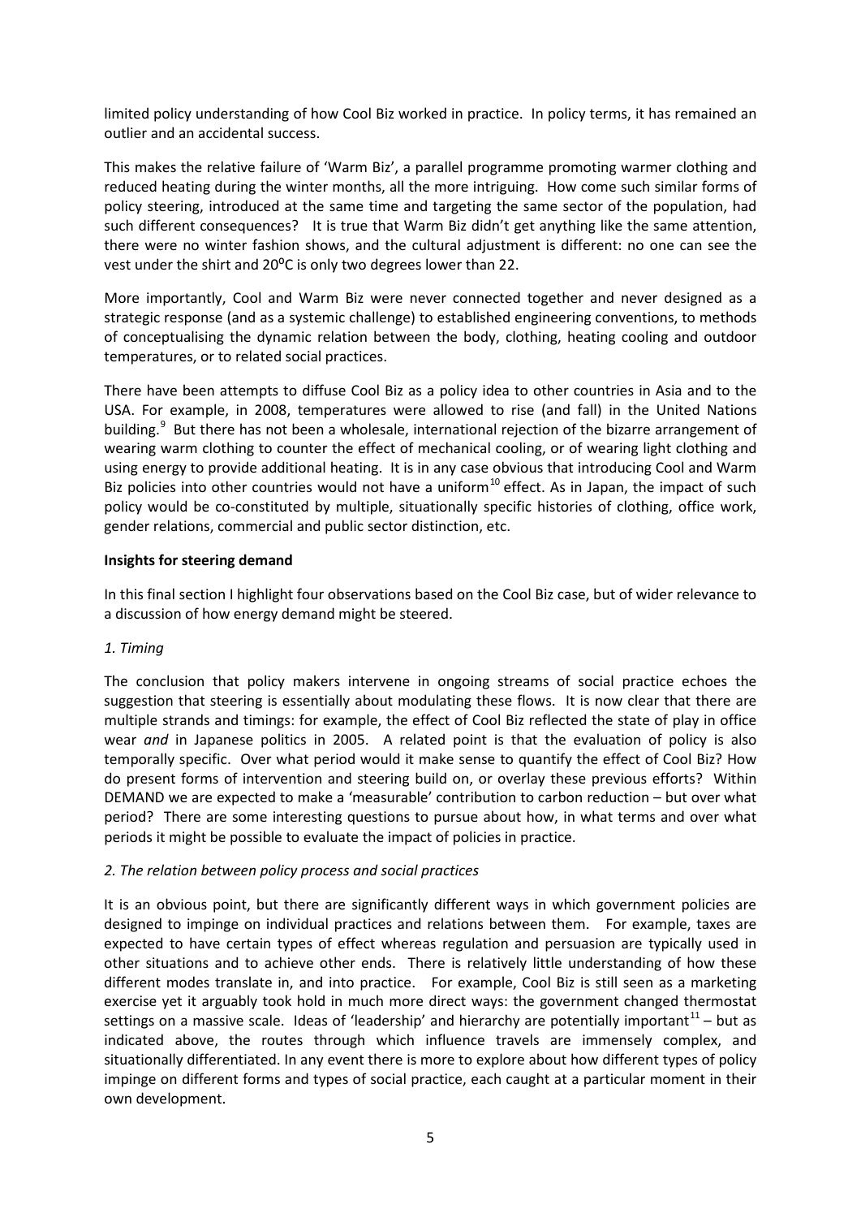limited policy understanding of how Cool Biz worked in practice. In policy terms, it has remained an outlier and an accidental success.

This makes the relative failure of 'Warm Biz', a parallel programme promoting warmer clothing and reduced heating during the winter months, all the more intriguing. How come such similar forms of policy steering, introduced at the same time and targeting the same sector of the population, had such different consequences? It is true that Warm Biz didn't get anything like the same attention, there were no winter fashion shows, and the cultural adjustment is different: no one can see the vest under the shirt and 20⁰C is only two degrees lower than 22.

More importantly, Cool and Warm Biz were never connected together and never designed as a strategic response (and as a systemic challenge) to established engineering conventions, to methods of conceptualising the dynamic relation between the body, clothing, heating cooling and outdoor temperatures, or to related social practices.

There have been attempts to diffuse Cool Biz as a policy idea to other countries in Asia and to the USA. For example, in 2008, temperatures were allowed to rise (and fall) in the United Nations building.[9] But there has not been a wholesale, international rejection of the bizarre arrangement of wearing warm clothing to counter the effect of mechanical cooling, or of wearing light clothing and using energy to provide additional heating. It is in any case obvious that introducing Cool and Warm Biz policies into other countries would not have a uniform[10] effect. As in Japan, the impact of such policy would be co-constituted by multiple, situationally specific histories of clothing, office work, gender relations, commercial and public sector distinction, etc.

**Insights for steering demand**

In this final section I highlight four observations based on the Cool Biz case, but of wider relevance to a discussion of how energy demand might be steered.

*1. Timing*

The conclusion that policy makers intervene in ongoing streams of social practice echoes the suggestion that steering is essentially about modulating these flows. It is now clear that there are multiple strands and timings: for example, the effect of Cool Biz reflected the state of play in office wear *and* in Japanese politics in 2005. A related point is that the evaluation of policy is also temporally specific. Over what period would it make sense to quantify the effect of Cool Biz? How do present forms of intervention and steering build on, or overlay these previous efforts? Within DEMAND we are expected to make a 'measurable' contribution to carbon reduction – but over what period? There are some interesting questions to pursue about how, in what terms and over what periods it might be possible to evaluate the impact of policies in practice.

*2. The relation between policy process and social practices*

It is an obvious point, but there are significantly different ways in which government policies are designed to impinge on individual practices and relations between them. For example, taxes are expected to have certain types of effect whereas regulation and persuasion are typically used in other situations and to achieve other ends. There is relatively little understanding of how these different modes translate in, and into practice. For example, Cool Biz is still seen as a marketing exercise yet it arguably took hold in much more direct ways: the government changed thermostat settings on a massive scale. Ideas of 'leadership' and hierarchy are potentially important[11] – but as indicated above, the routes through which influence travels are immensely complex, and situationally differentiated. In any event there is more to explore about how different types of policy impinge on different forms and types of social practice, each caught at a particular moment in their own development.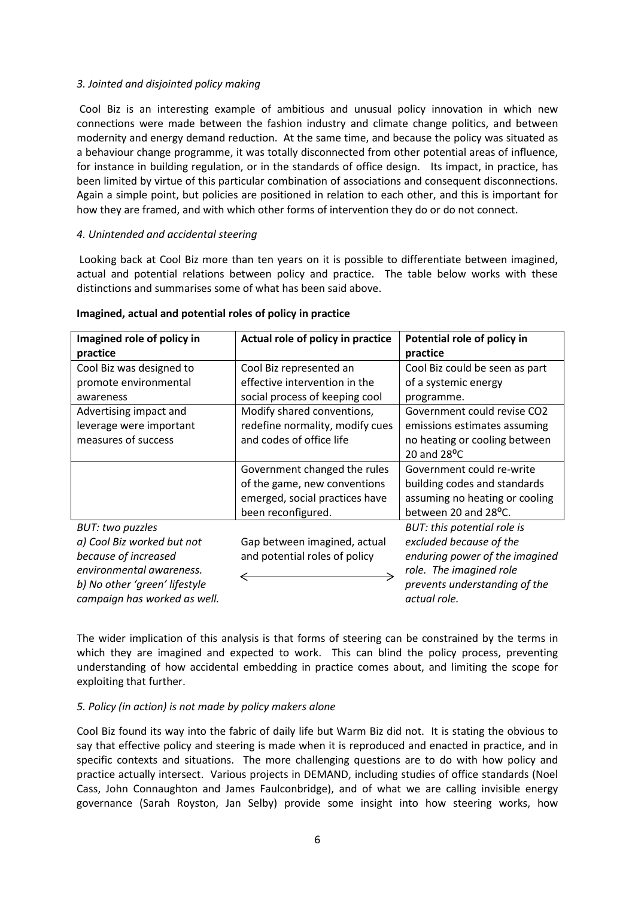*3. Jointed and disjointed policy making*

Cool Biz is an interesting example of ambitious and unusual policy innovation in which new connections were made between the fashion industry and climate change politics, and between modernity and energy demand reduction. At the same time, and because the policy was situated as a behaviour change programme, it was totally disconnected from other potential areas of influence, for instance in building regulation, or in the standards of office design. Its impact, in practice, has been limited by virtue of this particular combination of associations and consequent disconnections. Again a simple point, but policies are positioned in relation to each other, and this is important for how they are framed, and with which other forms of intervention they do or do not connect.

*4. Unintended and accidental steering*

Looking back at Cool Biz more than ten years on it is possible to differentiate between imagined, actual and potential relations between policy and practice. The table below works with these distinctions and summarises some of what has been said above.

**Imagined, actual and potential roles of policy in practice**

| Imagined role of policy in practice | Actual role of policy in practice | Potential role of policy in practice |
|---|---|---|
| Cool Biz was designed to promote environmental awareness | Cool Biz represented an effective intervention in the social process of keeping cool | Cool Biz could be seen as part of a systemic energy programme. |
| Advertising impact and leverage were important measures of success | Modify shared conventions, redefine normality, modify cues and codes of office life | Government could revise $CO_2$ emissions estimates assuming no heating or cooling between 20 and 28$^{o}$C |
| | Government changed the rules of the game, new conventions emerged, social practices have been reconfigured. | Government could re-write building codes and standards assuming no heating or cooling between 20 and 28$^{o}$C. |
| *BUT: two puzzles* *a) Cool Biz worked but not because of increased environmental awareness.* *b) No other 'green' lifestyle campaign has worked as well.* | Gap between imagined, actual and potential roles of policy ←→ | *BUT: this potential role is excluded because of the enduring power of the imagined role. The imagined role prevents understanding of the actual role.* |

The wider implication of this analysis is that forms of steering can be constrained by the terms in which they are imagined and expected to work. This can blind the policy process, preventing understanding of how accidental embedding in practice comes about, and limiting the scope for exploiting that further.

*5. Policy (in action) is not made by policy makers alone*

Cool Biz found its way into the fabric of daily life but Warm Biz did not. It is stating the obvious to say that effective policy and steering is made when it is reproduced and enacted in practice, and in specific contexts and situations. The more challenging questions are to do with how policy and practice actually intersect. Various projects in DEMAND, including studies of office standards (Noel Cass, John Connaughton and James Faulconbridge), and of what we are calling invisible energy governance (Sarah Royston, Jan Selby) provide some insight into how steering works, how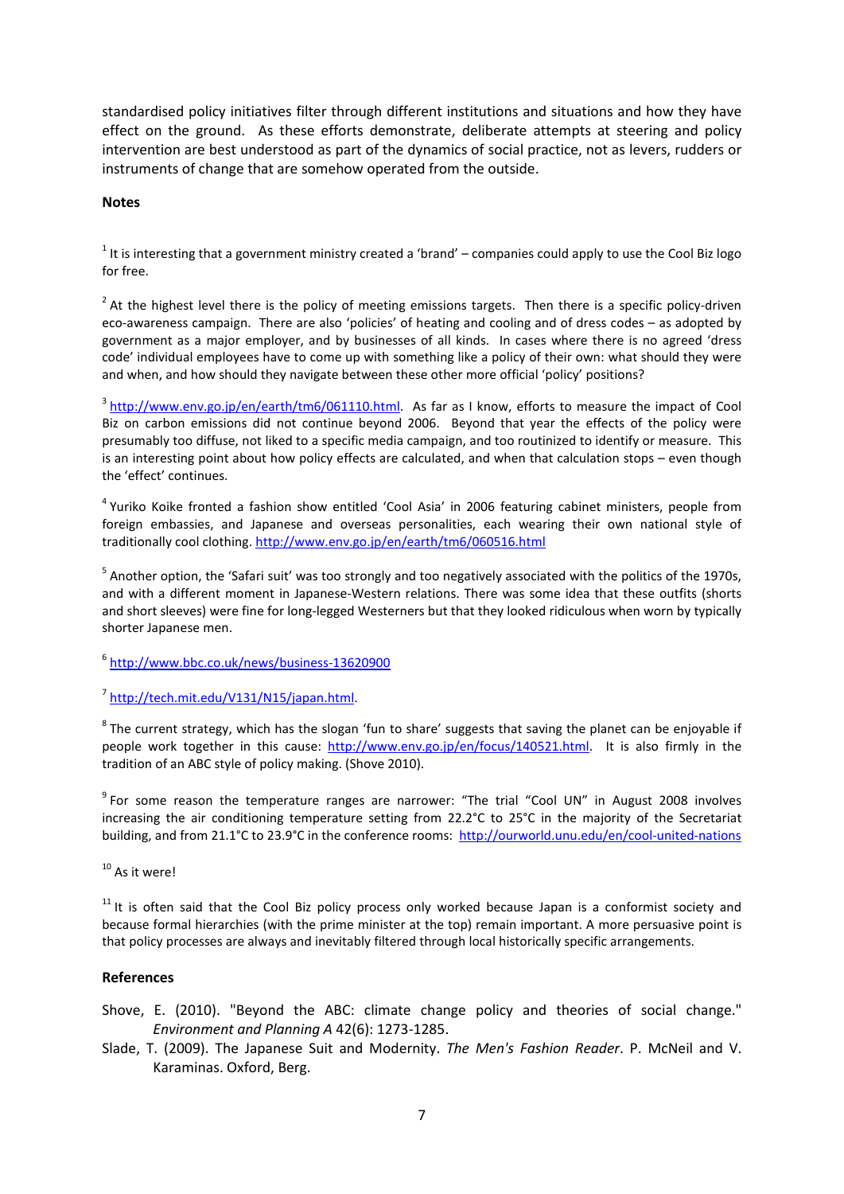standardised policy initiatives filter through different institutions and situations and how they have effect on the ground. As these efforts demonstrate, deliberate attempts at steering and policy intervention are best understood as part of the dynamics of social practice, not as levers, rudders or instruments of change that are somehow operated from the outside.

**Notes**

[1] It is interesting that a government ministry created a 'brand' – companies could apply to use the Cool Biz logo for free.

[2] At the highest level there is the policy of meeting emissions targets. Then there is a specific policy-driven eco-awareness campaign. There are also 'policies' of heating and cooling and of dress codes – as adopted by government as a major employer, and by businesses of all kinds. In cases where there is no agreed 'dress code' individual employees have to come up with something like a policy of their own: what should they were and when, and how should they navigate between these other more official 'policy' positions?

[3] http://www.env.go.jp/en/earth/tm6/061110.html. As far as I know, efforts to measure the impact of Cool Biz on carbon emissions did not continue beyond 2006. Beyond that year the effects of the policy were presumably too diffuse, not liked to a specific media campaign, and too routinized to identify or measure. This is an interesting point about how policy effects are calculated, and when that calculation stops – even though the 'effect' continues.

[4] Yuriko Koike fronted a fashion show entitled 'Cool Asia' in 2006 featuring cabinet ministers, people from foreign embassies, and Japanese and overseas personalities, each wearing their own national style of traditionally cool clothing. http://www.env.go.jp/en/earth/tm6/060516.html

[5] Another option, the 'Safari suit' was too strongly and too negatively associated with the politics of the 1970s, and with a different moment in Japanese-Western relations. There was some idea that these outfits (shorts and short sleeves) were fine for long-legged Westerners but that they looked ridiculous when worn by typically shorter Japanese men.

[6] http://www.bbc.co.uk/news/business-13620900

[7] http://tech.mit.edu/V131/N15/japan.html.

[8] The current strategy, which has the slogan 'fun to share' suggests that saving the planet can be enjoyable if people work together in this cause: http://www.env.go.jp/en/focus/140521.html. It is also firmly in the tradition of an ABC style of policy making. (Shove 2010).

[9] For some reason the temperature ranges are narrower: "The trial "Cool UN" in August 2008 involves increasing the air conditioning temperature setting from 22.2°C to 25°C in the majority of the Secretariat building, and from 21.1°C to 23.9°C in the conference rooms: http://ourworld.unu.edu/en/cool-united-nations

[10] As it were!

[11] It is often said that the Cool Biz policy process only worked because Japan is a conformist society and because formal hierarchies (with the prime minister at the top) remain important. A more persuasive point is that policy processes are always and inevitably filtered through local historically specific arrangements.

**References**

Shove, E. (2010). "Beyond the ABC: climate change policy and theories of social change." *Environment and Planning A* 42(6): 1273-1285.

Slade, T. (2009). The Japanese Suit and Modernity. *The Men's Fashion Reader*. P. McNeil and V. Karaminas. Oxford, Berg.